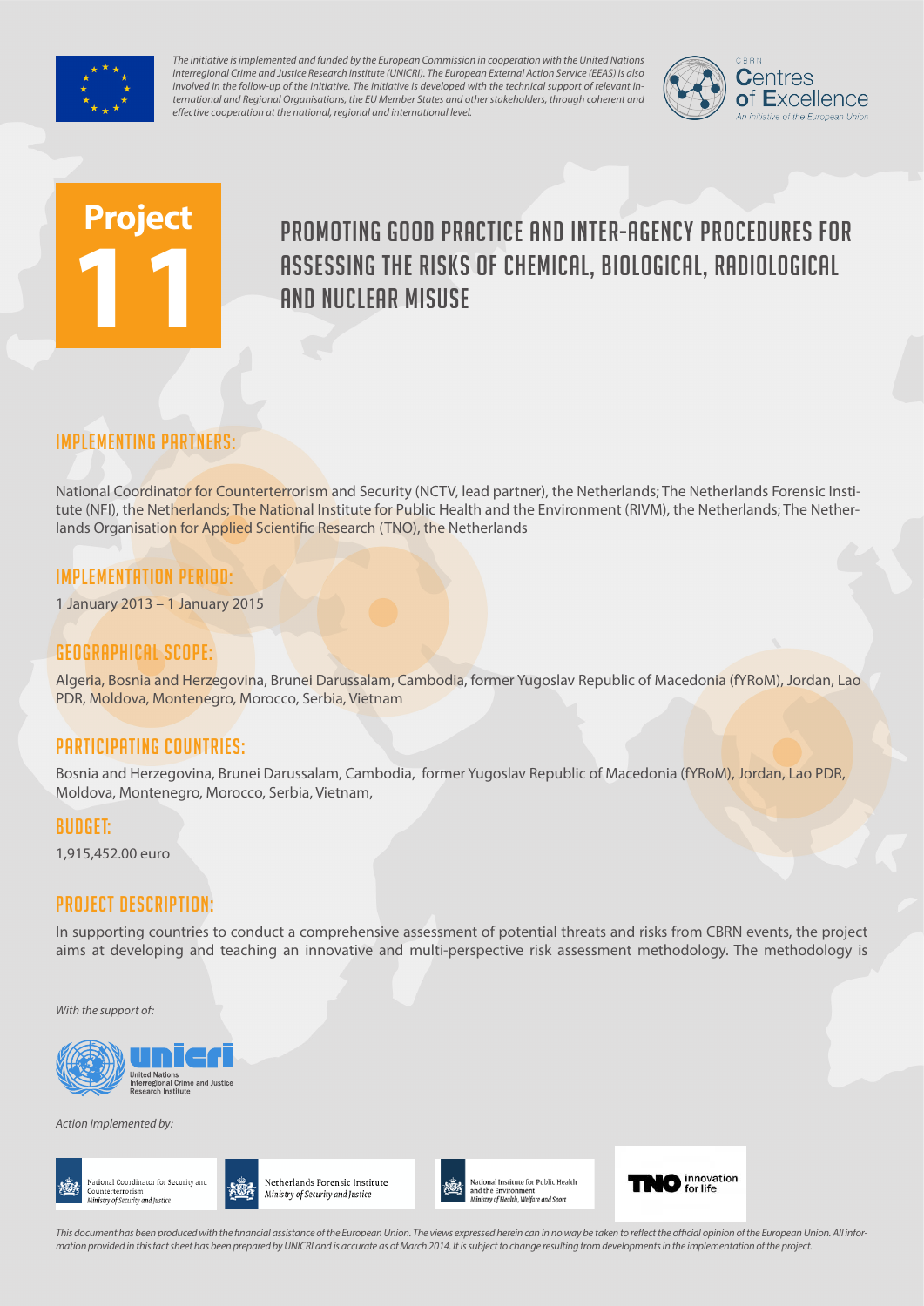*The initiative is implemented and funded by the European Commission in cooperation with the United Nations Interregional Crime and Justice Research Institute (UNICRI). The European External Action Service (EEAS) is also involved in the follow-up of the initiative. The initiative is developed with the technical support of relevant International and Regional Organisations, the EU Member States and other stakeholders, through coherent and effective cooperation at the national, regional and international level.*

CBRN Centres of Excellence
*An initiative of the European Union*

# Project 11

# PROMOTING GOOD PRACTICE AND INTER-AGENCY PROCEDURES FOR ASSESSING THE RISKS OF CHEMICAL, BIOLOGICAL, RADIOLOGICAL AND NUCLEAR MISUSE

## IMPLEMENTING PARTNERS:

National Coordinator for Counterterrorism and Security (NCTV, lead partner), the Netherlands; The Netherlands Forensic Institute (NFI), the Netherlands; The National Institute for Public Health and the Environment (RIVM), the Netherlands; The Netherlands Organisation for Applied Scientific Research (TNO), the Netherlands

## IMPLEMENTATION PERIOD:

1 January 2013 – 1 January 2015

## GEOGRAPHICAL SCOPE:

Algeria, Bosnia and Herzegovina, Brunei Darussalam, Cambodia, former Yugoslav Republic of Macedonia (fYRoM), Jordan, Lao PDR, Moldova, Montenegro, Morocco, Serbia, Vietnam

## PARTICIPATING COUNTRIES:

Bosnia and Herzegovina, Brunei Darussalam, Cambodia, former Yugoslav Republic of Macedonia (fYRoM), Jordan, Lao PDR, Moldova, Montenegro, Morocco, Serbia, Vietnam,

## BUDGET:

1,915,452.00 euro

## PROJECT DESCRIPTION:

In supporting countries to conduct a comprehensive assessment of potential threats and risks from CBRN events, the project aims at developing and teaching an innovative and multi-perspective risk assessment methodology. The methodology is

*With the support of:*

United Nations Interregional Crime and Justice Research Institute

*Action implemented by:*

National Coordinator for Security and Counterterrorism
*Ministry of Security and Justice*

Netherlands Forensic Institute
*Ministry of Security and Justice*

National Institute for Public Health and the Environment
*Ministry of Health, Welfare and Sport*

TNO innovation for life

*This document has been produced with the financial assistance of the European Union. The views expressed herein can in no way be taken to reflect the official opinion of the European Union. All information provided in this fact sheet has been prepared by UNICRI and is accurate as of March 2014. It is subject to change resulting from developments in the implementation of the project.*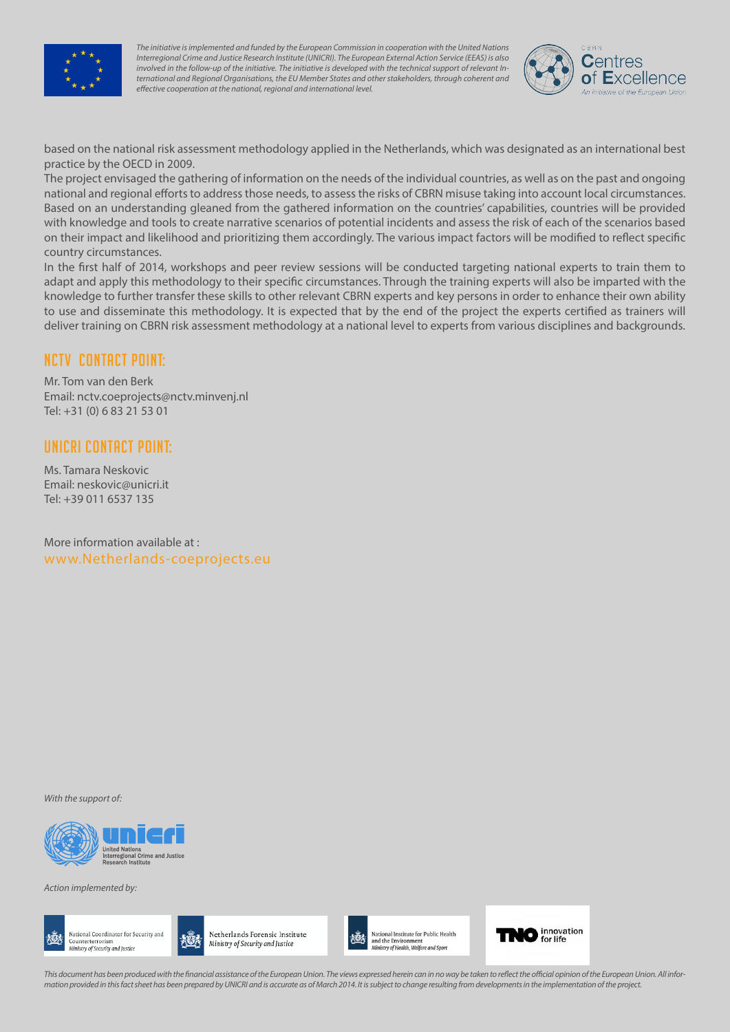*The initiative is implemented and funded by the European Commission in cooperation with the United Nations Interregional Crime and Justice Research Institute (UNICRI). The European External Action Service (EEAS) is also involved in the follow-up of the initiative. The initiative is developed with the technical support of relevant International and Regional Organisations, the EU Member States and other stakeholders, through coherent and effective cooperation at the national, regional and international level.*

based on the national risk assessment methodology applied in the Netherlands, which was designated as an international best practice by the OECD in 2009.

The project envisaged the gathering of information on the needs of the individual countries, as well as on the past and ongoing national and regional efforts to address those needs, to assess the risks of CBRN misuse taking into account local circumstances. Based on an understanding gleaned from the gathered information on the countries' capabilities, countries will be provided with knowledge and tools to create narrative scenarios of potential incidents and assess the risk of each of the scenarios based on their impact and likelihood and prioritizing them accordingly. The various impact factors will be modified to reflect specific country circumstances.

In the first half of 2014, workshops and peer review sessions will be conducted targeting national experts to train them to adapt and apply this methodology to their specific circumstances. Through the training experts will also be imparted with the knowledge to further transfer these skills to other relevant CBRN experts and key persons in order to enhance their own ability to use and disseminate this methodology. It is expected that by the end of the project the experts certified as trainers will deliver training on CBRN risk assessment methodology at a national level to experts from various disciplines and backgrounds.

## NCTV CONTACT POINT:

Mr. Tom van den Berk
Email: nctv.coeprojects@nctv.minvenj.nl
Tel: +31 (0) 6 83 21 53 01

## UNICRI CONTACT POINT:

Ms. Tamara Neskovic
Email: neskovic@unicri.it
Tel: +39 011 6537 135

More information available at :
www.Netherlands-coeprojects.eu

*With the support of:*

United Nations Interregional Crime and Justice Research Institute

*Action implemented by:*

National Coordinator for Security and Counterterrorism – *Ministry of Security and Justice*

Netherlands Forensic Institute – *Ministry of Security and Justice*

National Institute for Public Health and the Environment – *Ministry of Health, Welfare and Sport*

TNO innovation for life

*This document has been produced with the financial assistance of the European Union. The views expressed herein can in no way be taken to reflect the official opinion of the European Union. All information provided in this fact sheet has been prepared by UNICRI and is accurate as of March 2014. It is subject to change resulting from developments in the implementation of the project.*